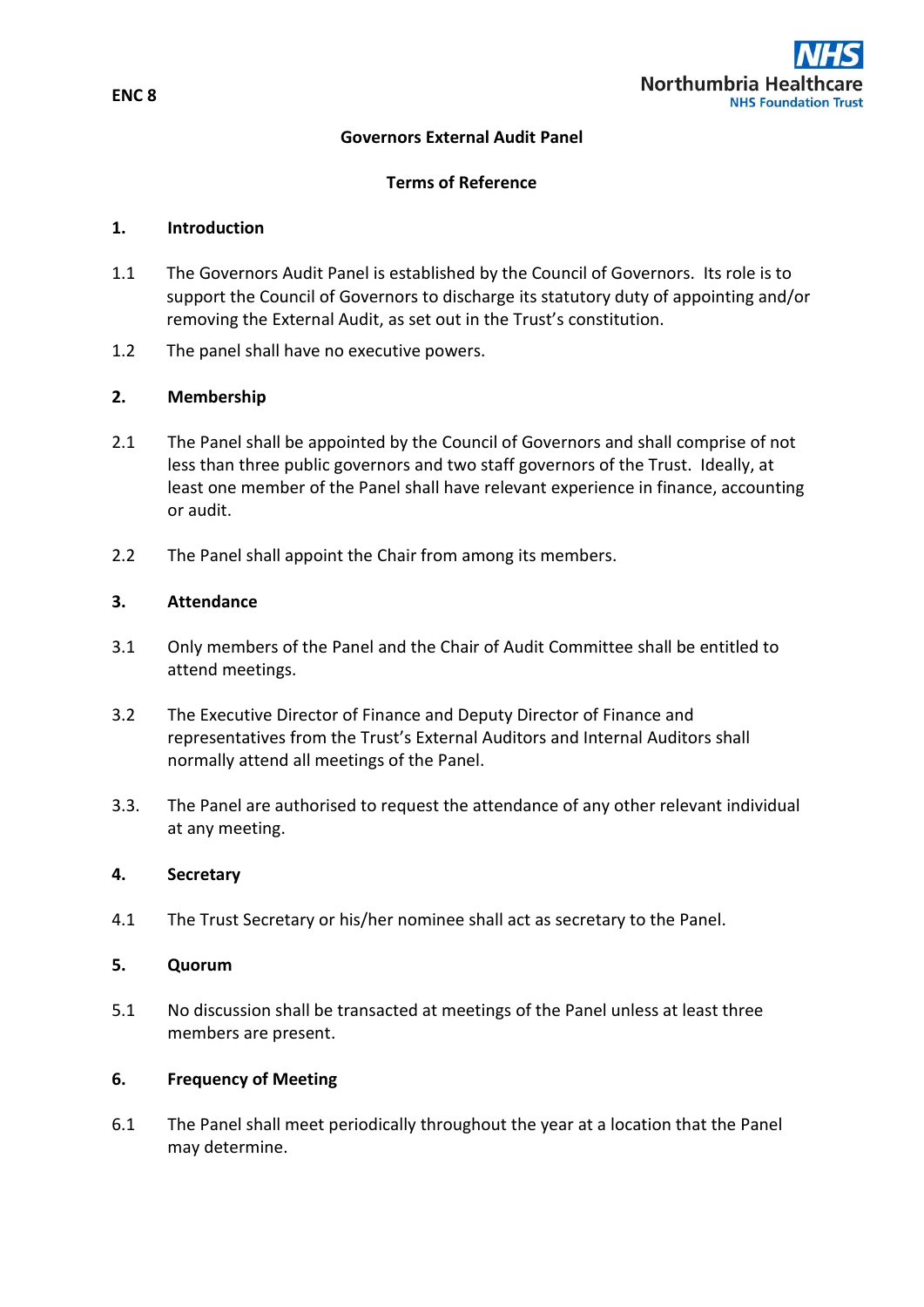ENC 8

Northumbria Healthcare
NHS Foundation Trust

# Governors External Audit Panel

## Terms of Reference

### 1. Introduction

1.1 The Governors Audit Panel is established by the Council of Governors. Its role is to support the Council of Governors to discharge its statutory duty of appointing and/or removing the External Audit, as set out in the Trust's constitution.

1.2 The panel shall have no executive powers.

### 2. Membership

2.1 The Panel shall be appointed by the Council of Governors and shall comprise of not less than three public governors and two staff governors of the Trust. Ideally, at least one member of the Panel shall have relevant experience in finance, accounting or audit.

2.2 The Panel shall appoint the Chair from among its members.

### 3. Attendance

3.1 Only members of the Panel and the Chair of Audit Committee shall be entitled to attend meetings.

3.2 The Executive Director of Finance and Deputy Director of Finance and representatives from the Trust's External Auditors and Internal Auditors shall normally attend all meetings of the Panel.

3.3. The Panel are authorised to request the attendance of any other relevant individual at any meeting.

### 4. Secretary

4.1 The Trust Secretary or his/her nominee shall act as secretary to the Panel.

### 5. Quorum

5.1 No discussion shall be transacted at meetings of the Panel unless at least three members are present.

### 6. Frequency of Meeting

6.1 The Panel shall meet periodically throughout the year at a location that the Panel may determine.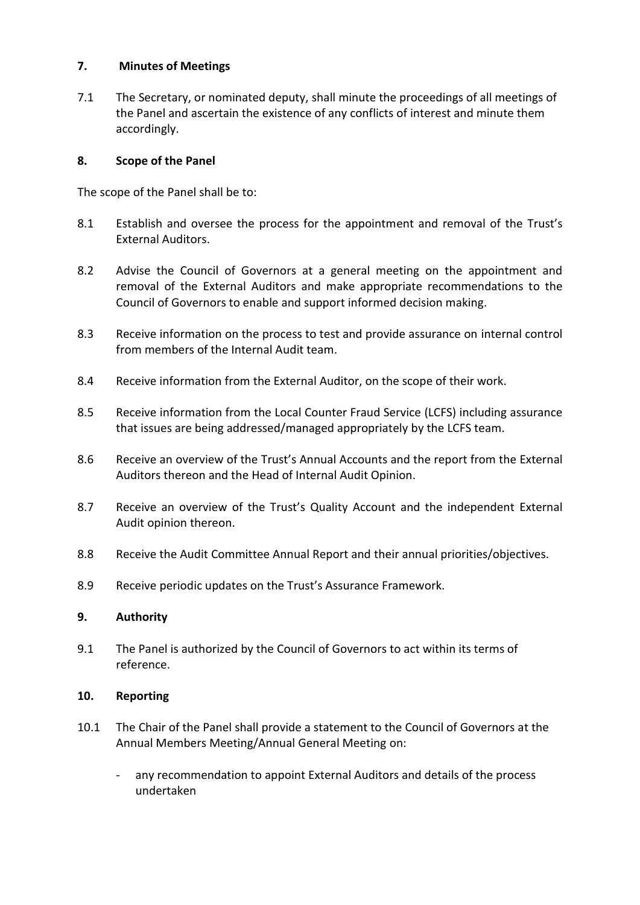## 7. Minutes of Meetings

7.1 The Secretary, or nominated deputy, shall minute the proceedings of all meetings of the Panel and ascertain the existence of any conflicts of interest and minute them accordingly.

## 8. Scope of the Panel

The scope of the Panel shall be to:

8.1 Establish and oversee the process for the appointment and removal of the Trust's External Auditors.

8.2 Advise the Council of Governors at a general meeting on the appointment and removal of the External Auditors and make appropriate recommendations to the Council of Governors to enable and support informed decision making.

8.3 Receive information on the process to test and provide assurance on internal control from members of the Internal Audit team.

8.4 Receive information from the External Auditor, on the scope of their work.

8.5 Receive information from the Local Counter Fraud Service (LCFS) including assurance that issues are being addressed/managed appropriately by the LCFS team.

8.6 Receive an overview of the Trust's Annual Accounts and the report from the External Auditors thereon and the Head of Internal Audit Opinion.

8.7 Receive an overview of the Trust's Quality Account and the independent External Audit opinion thereon.

8.8 Receive the Audit Committee Annual Report and their annual priorities/objectives.

8.9 Receive periodic updates on the Trust's Assurance Framework.

## 9. Authority

9.1 The Panel is authorized by the Council of Governors to act within its terms of reference.

## 10. Reporting

10.1 The Chair of the Panel shall provide a statement to the Council of Governors at the Annual Members Meeting/Annual General Meeting on:

- any recommendation to appoint External Auditors and details of the process undertaken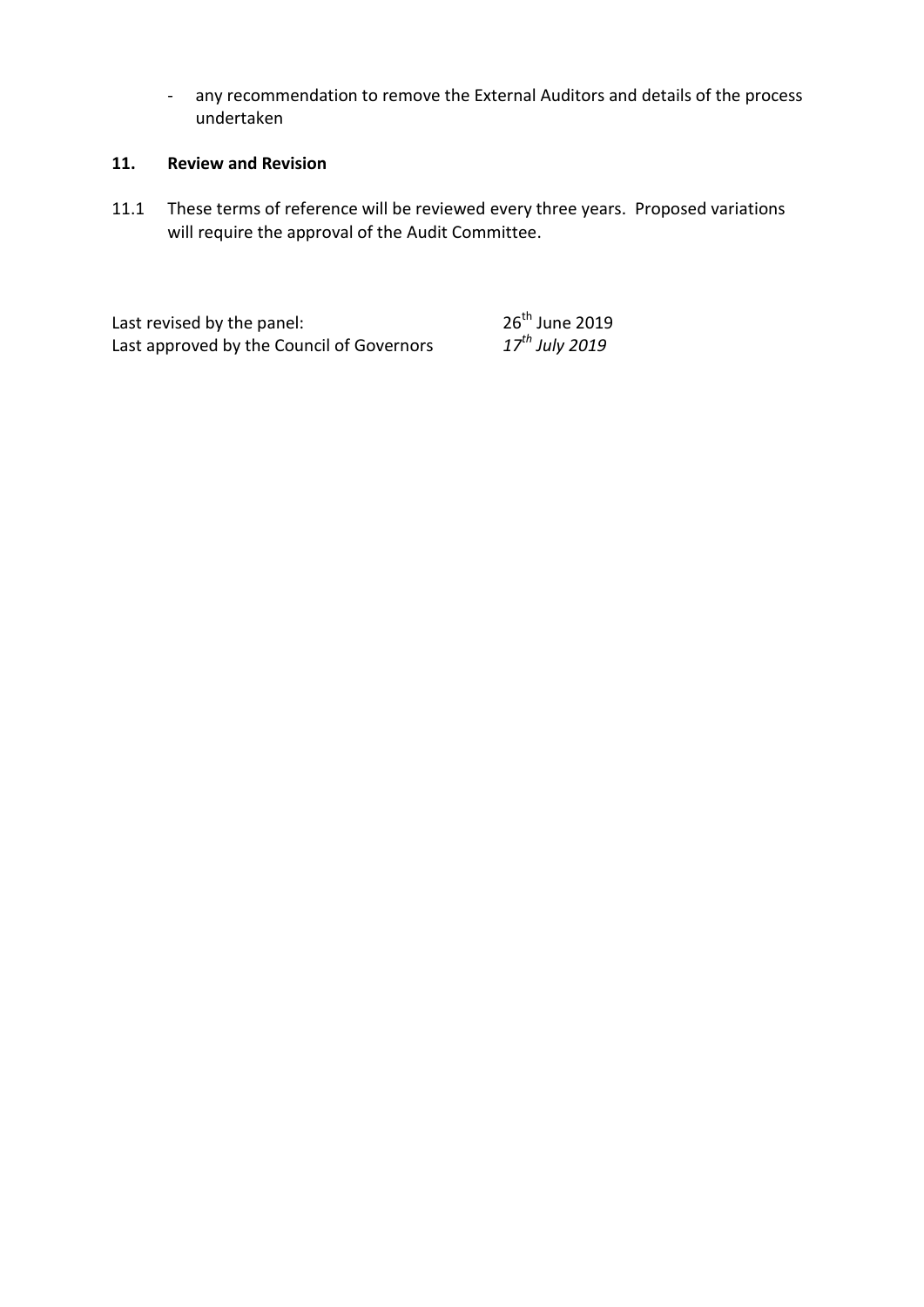- any recommendation to remove the External Auditors and details of the process undertaken

## 11. Review and Revision

11.1 These terms of reference will be reviewed every three years. Proposed variations will require the approval of the Audit Committee.

Last revised by the panel: 26th June 2019
Last approved by the Council of Governors *17th July 2019*